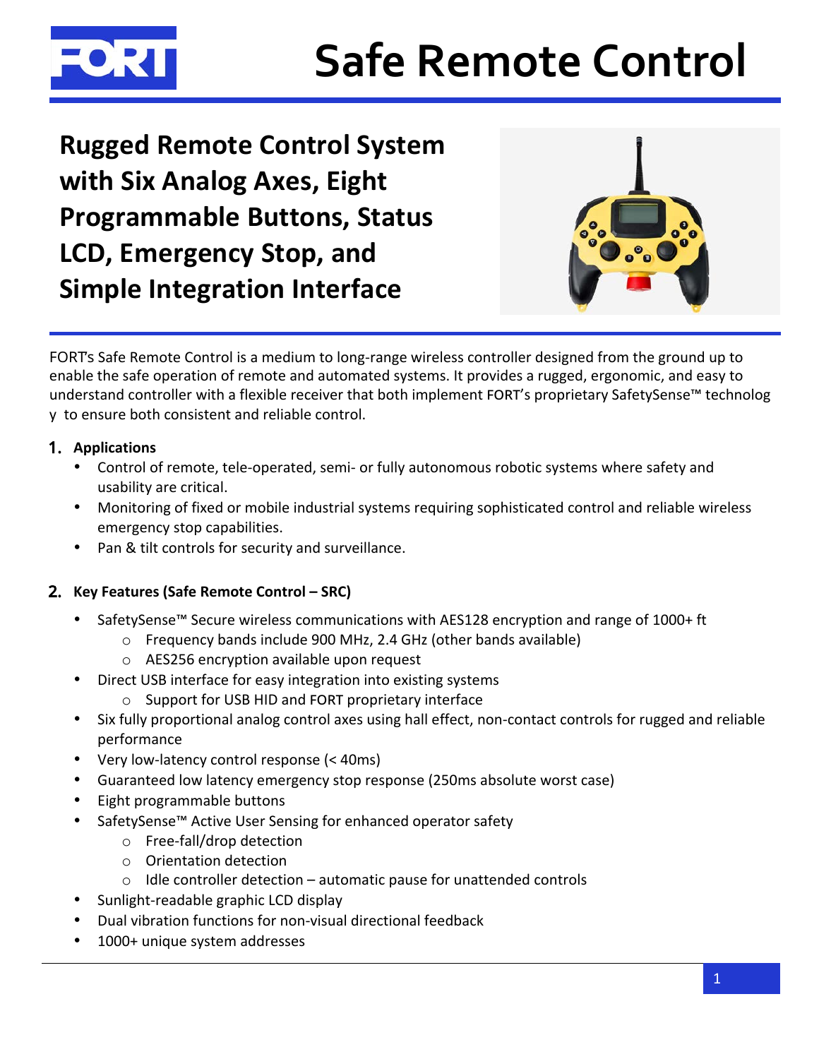# Safe Remote Control

## Rugged Remote Control System with Six Analog Axes, Eight Programmable Buttons, Status LCD, Emergency Stop, and Simple Integration Interface

FORT's Safe Remote Control is a medium to long-range wireless controller designed from the ground up to enable the safe operation of remote and automated systems. It provides a rugged, ergonomic, and easy to understand controller with a flexible receiver that both implement FORT's proprietary SafetySense™ technolog y to ensure both consistent and reliable control.

### 1. Applications

- Control of remote, tele-operated, semi- or fully autonomous robotic systems where safety and usability are critical.
- Monitoring of fixed or mobile industrial systems requiring sophisticated control and reliable wireless emergency stop capabilities.
- Pan & tilt controls for security and surveillance.

### 2. Key Features (Safe Remote Control – SRC)

- SafetySense™ Secure wireless communications with AES128 encryption and range of 1000+ ft
  - Frequency bands include 900 MHz, 2.4 GHz (other bands available)
  - AES256 encryption available upon request
- Direct USB interface for easy integration into existing systems
  - Support for USB HID and FORT proprietary interface
- Six fully proportional analog control axes using hall effect, non-contact controls for rugged and reliable performance
- Very low-latency control response (< 40ms)
- Guaranteed low latency emergency stop response (250ms absolute worst case)
- Eight programmable buttons
- SafetySense™ Active User Sensing for enhanced operator safety
  - Free-fall/drop detection
  - Orientation detection
  - Idle controller detection – automatic pause for unattended controls
- Sunlight-readable graphic LCD display
- Dual vibration functions for non-visual directional feedback
- 1000+ unique system addresses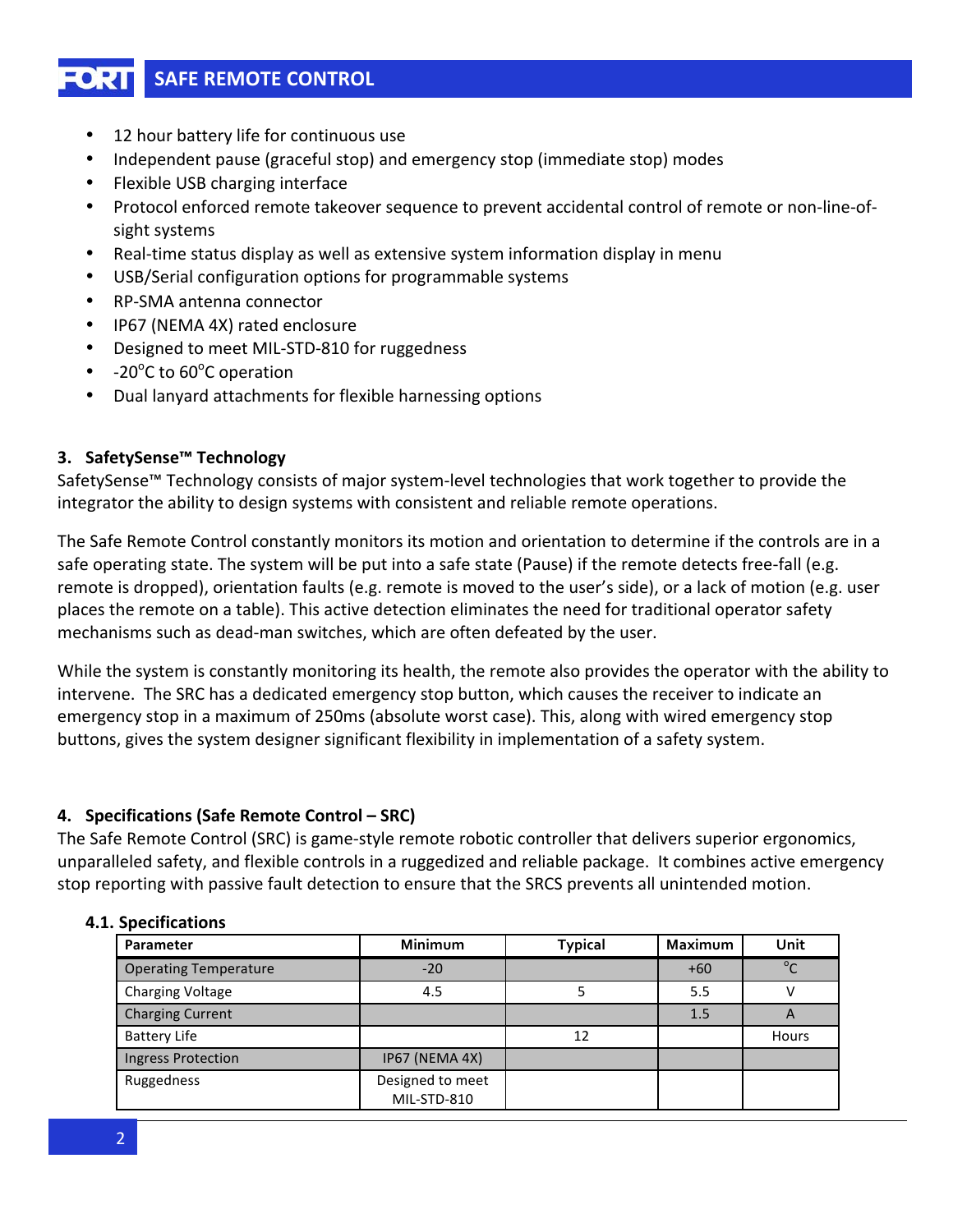- 12 hour battery life for continuous use
- Independent pause (graceful stop) and emergency stop (immediate stop) modes
- Flexible USB charging interface
- Protocol enforced remote takeover sequence to prevent accidental control of remote or non-line-of-sight systems
- Real-time status display as well as extensive system information display in menu
- USB/Serial configuration options for programmable systems
- RP-SMA antenna connector
- IP67 (NEMA 4X) rated enclosure
- Designed to meet MIL-STD-810 for ruggedness
- -20°C to 60°C operation
- Dual lanyard attachments for flexible harnessing options

## 3. SafetySense™ Technology

SafetySense™ Technology consists of major system-level technologies that work together to provide the integrator the ability to design systems with consistent and reliable remote operations.

The Safe Remote Control constantly monitors its motion and orientation to determine if the controls are in a safe operating state. The system will be put into a safe state (Pause) if the remote detects free-fall (e.g. remote is dropped), orientation faults (e.g. remote is moved to the user's side), or a lack of motion (e.g. user places the remote on a table). This active detection eliminates the need for traditional operator safety mechanisms such as dead-man switches, which are often defeated by the user.

While the system is constantly monitoring its health, the remote also provides the operator with the ability to intervene. The SRC has a dedicated emergency stop button, which causes the receiver to indicate an emergency stop in a maximum of 250ms (absolute worst case). This, along with wired emergency stop buttons, gives the system designer significant flexibility in implementation of a safety system.

## 4. Specifications (Safe Remote Control – SRC)

The Safe Remote Control (SRC) is game-style remote robotic controller that delivers superior ergonomics, unparalleled safety, and flexible controls in a ruggedized and reliable package. It combines active emergency stop reporting with passive fault detection to ensure that the SRCS prevents all unintended motion.

### 4.1. Specifications

| Parameter | Minimum | Typical | Maximum | Unit |
|---|---|---|---|---|
| Operating Temperature | -20 | | +60 | °C |
| Charging Voltage | 4.5 | 5 | 5.5 | V |
| Charging Current | | | 1.5 | A |
| Battery Life | | 12 | | Hours |
| Ingress Protection | IP67 (NEMA 4X) | | | |
| Ruggedness | Designed to meet MIL-STD-810 | | | |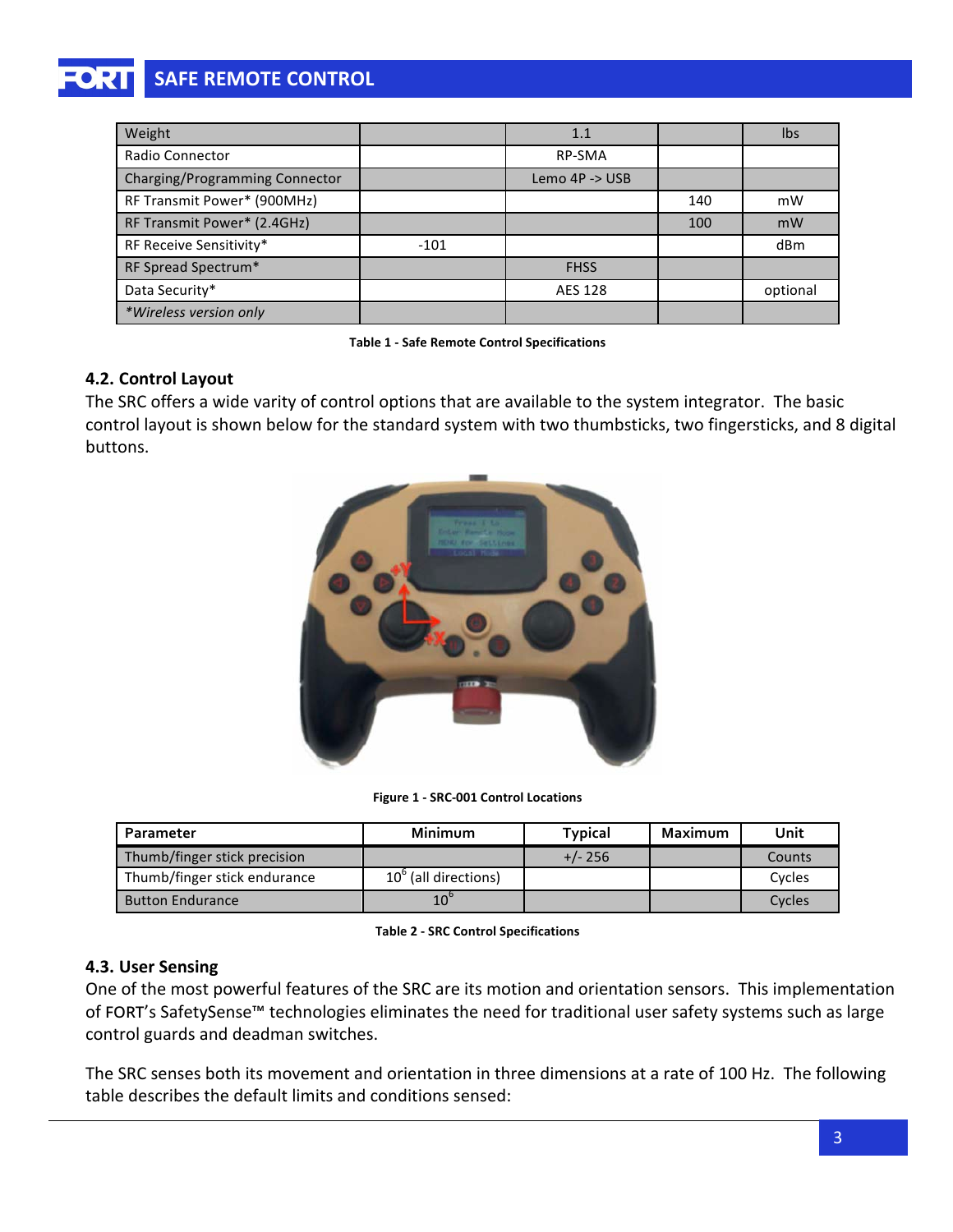| Weight | | 1.1 | | lbs |
|---|---|---|---|---|
| Radio Connector | | RP-SMA | | |
| Charging/Programming Connector | | Lemo 4P -> USB | | |
| RF Transmit Power* (900MHz) | | | 140 | mW |
| RF Transmit Power* (2.4GHz) | | | 100 | mW |
| RF Receive Sensitivity* | -101 | | | dBm |
| RF Spread Spectrum* | | FHSS | | |
| Data Security* | | AES 128 | | optional |
| *Wireless version only | | | | |

**Table 1 - Safe Remote Control Specifications**

### 4.2. Control Layout

The SRC offers a wide varity of control options that are available to the system integrator. The basic control layout is shown below for the standard system with two thumbsticks, two fingersticks, and 8 digital buttons.

**Figure 1 - SRC-001 Control Locations**

| Parameter | Minimum | Typical | Maximum | Unit |
|---|---|---|---|---|
| Thumb/finger stick precision | | +/- 256 | | Counts |
| Thumb/finger stick endurance | $10^6$ (all directions) | | | Cycles |
| Button Endurance | $10^6$ | | | Cycles |

**Table 2 - SRC Control Specifications**

### 4.3. User Sensing

One of the most powerful features of the SRC are its motion and orientation sensors. This implementation of FORT's SafetySense™ technologies eliminates the need for traditional user safety systems such as large control guards and deadman switches.

The SRC senses both its movement and orientation in three dimensions at a rate of 100 Hz. The following table describes the default limits and conditions sensed: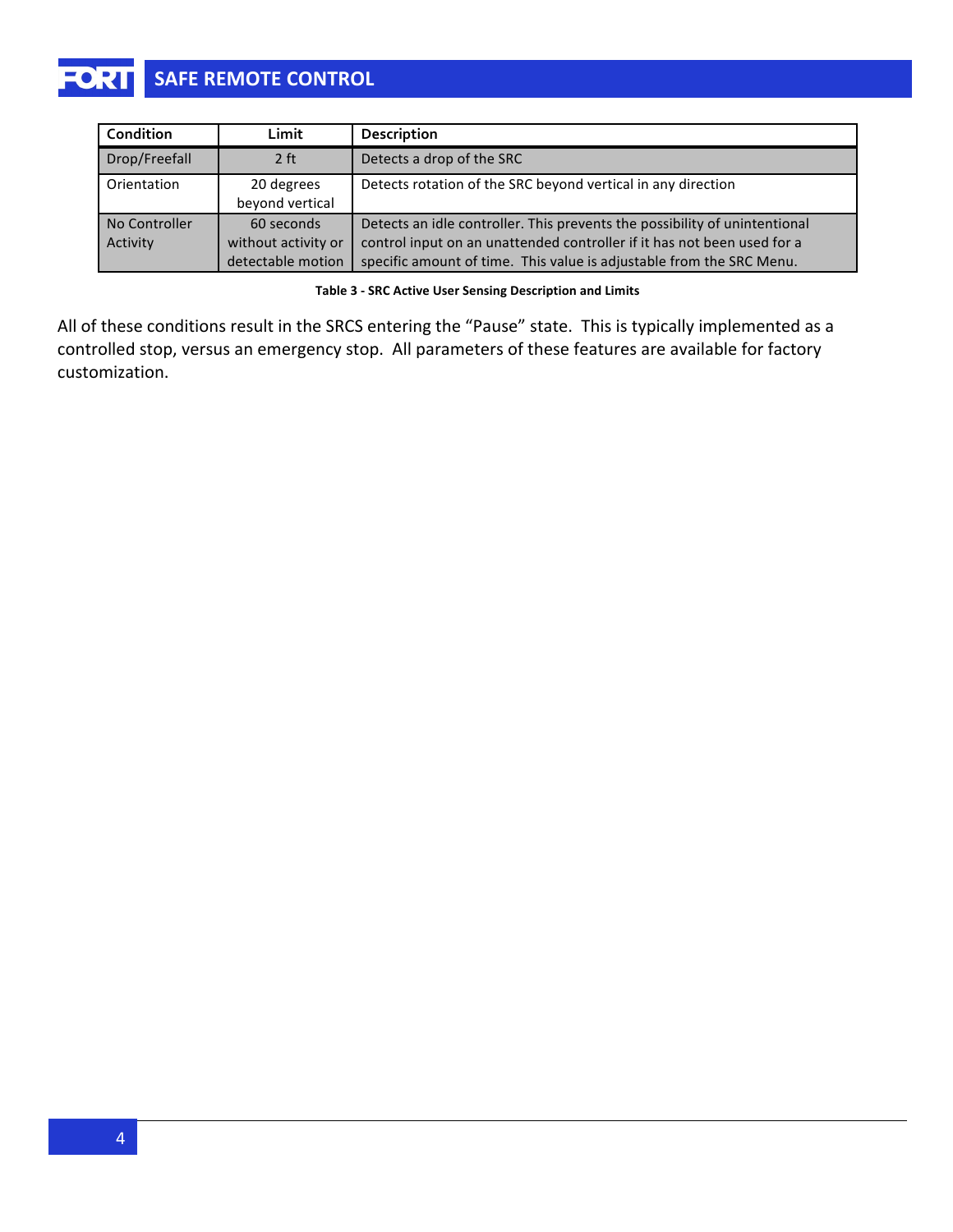| Condition | Limit | Description |
|---|---|---|
| Drop/Freefall | 2 ft | Detects a drop of the SRC |
| Orientation | 20 degrees beyond vertical | Detects rotation of the SRC beyond vertical in any direction |
| No Controller Activity | 60 seconds without activity or detectable motion | Detects an idle controller. This prevents the possibility of unintentional control input on an unattended controller if it has not been used for a specific amount of time. This value is adjustable from the SRC Menu. |

**Table 3 - SRC Active User Sensing Description and Limits**

All of these conditions result in the SRCS entering the “Pause” state. This is typically implemented as a controlled stop, versus an emergency stop. All parameters of these features are available for factory customization.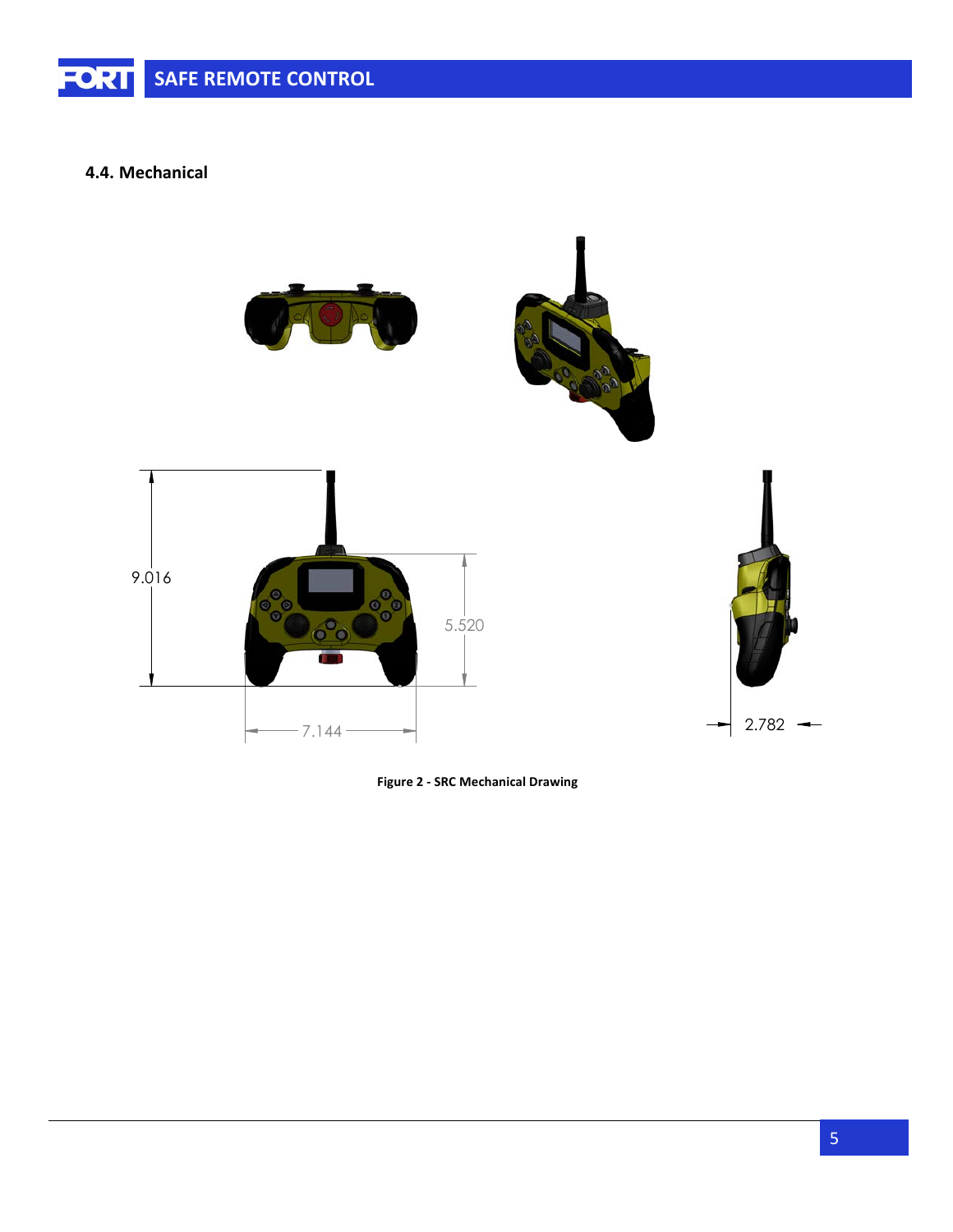## 4.4. Mechanical

9.016

5.520

7.144

2.782

**Figure 2 - SRC Mechanical Drawing**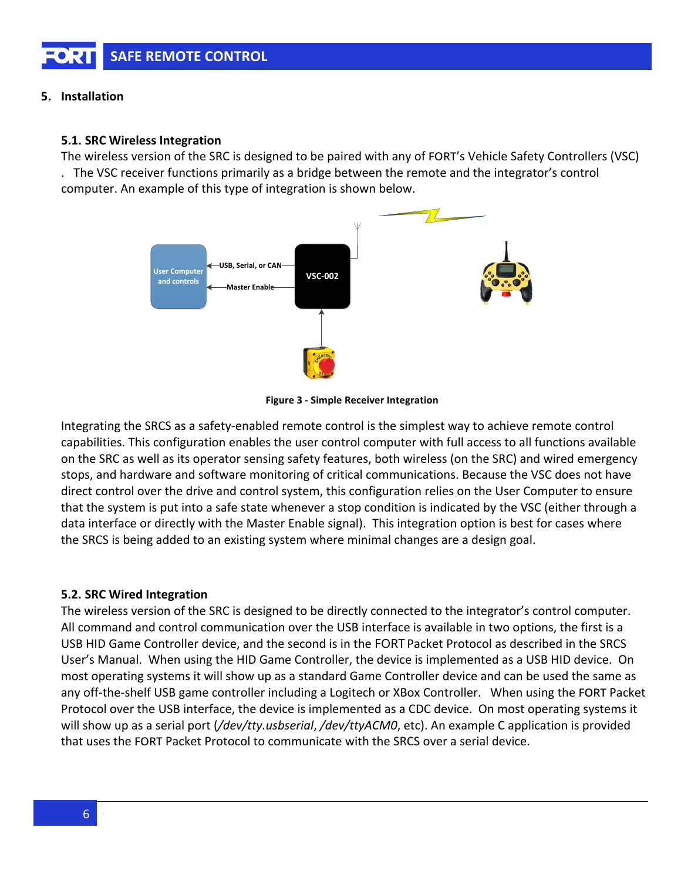## 5. Installation

### 5.1. SRC Wireless Integration

The wireless version of the SRC is designed to be paired with any of FORT's Vehicle Safety Controllers (VSC) . The VSC receiver functions primarily as a bridge between the remote and the integrator's control computer. An example of this type of integration is shown below.

**Figure 3 - Simple Receiver Integration**

Integrating the SRCS as a safety-enabled remote control is the simplest way to achieve remote control capabilities. This configuration enables the user control computer with full access to all functions available on the SRC as well as its operator sensing safety features, both wireless (on the SRC) and wired emergency stops, and hardware and software monitoring of critical communications. Because the VSC does not have direct control over the drive and control system, this configuration relies on the User Computer to ensure that the system is put into a safe state whenever a stop condition is indicated by the VSC (either through a data interface or directly with the Master Enable signal). This integration option is best for cases where the SRCS is being added to an existing system where minimal changes are a design goal.

### 5.2. SRC Wired Integration

The wireless version of the SRC is designed to be directly connected to the integrator's control computer. All command and control communication over the USB interface is available in two options, the first is a USB HID Game Controller device, and the second is in the FORT Packet Protocol as described in the SRCS User's Manual. When using the HID Game Controller, the device is implemented as a USB HID device. On most operating systems it will show up as a standard Game Controller device and can be used the same as any off-the-shelf USB game controller including a Logitech or XBox Controller. When using the FORT Packet Protocol over the USB interface, the device is implemented as a CDC device. On most operating systems it will show up as a serial port (*/dev/tty.usbserial*, */dev/ttyACM0*, etc). An example C application is provided that uses the FORT Packet Protocol to communicate with the SRCS over a serial device.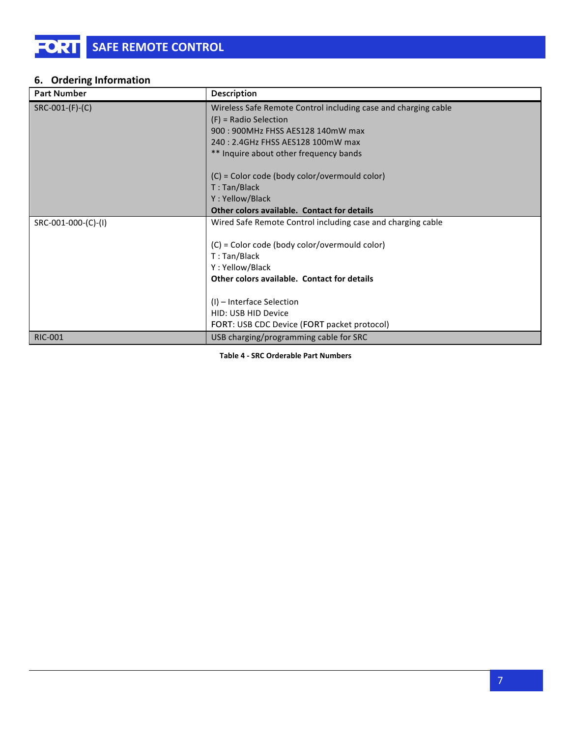## 6. Ordering Information

| Part Number | Description |
|---|---|
| SRC-001-(F)-(C) | Wireless Safe Remote Control including case and charging cable<br>(F) = Radio Selection<br>900 : 900MHz FHSS AES128 140mW max<br>240 : 2.4GHz FHSS AES128 100mW max<br>** Inquire about other frequency bands<br><br>(C) = Color code (body color/overmould color)<br>T : Tan/Black<br>Y : Yellow/Black<br>**Other colors available. Contact for details** |
| SRC-001-000-(C)-(I) | Wired Safe Remote Control including case and charging cable<br><br>(C) = Color code (body color/overmould color)<br>T : Tan/Black<br>Y : Yellow/Black<br>**Other colors available. Contact for details**<br><br>(I) – Interface Selection<br>HID: USB HID Device<br>FORT: USB CDC Device (FORT packet protocol) |
| RIC-001 | USB charging/programming cable for SRC |

**Table 4 - SRC Orderable Part Numbers**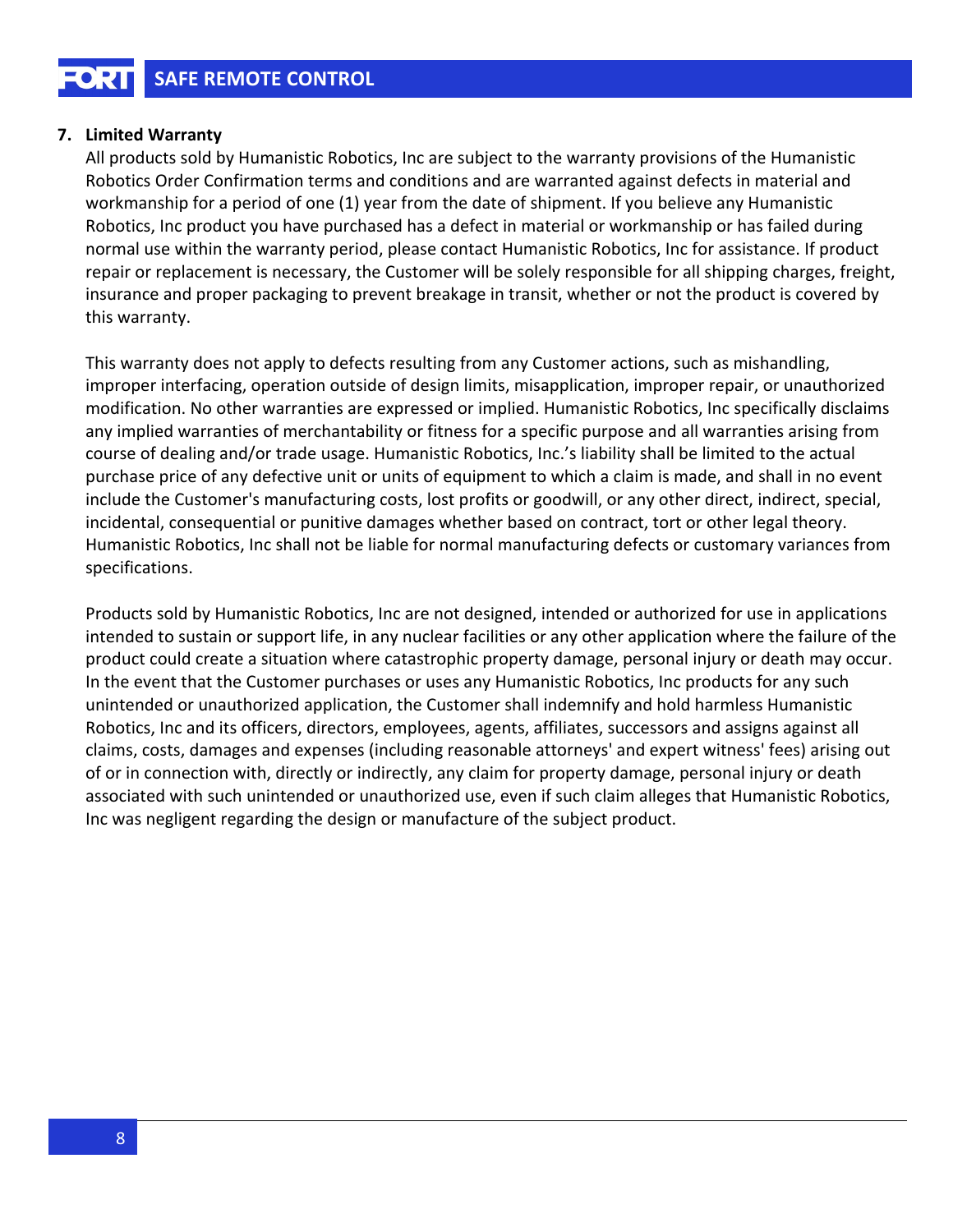## 7. Limited Warranty

All products sold by Humanistic Robotics, Inc are subject to the warranty provisions of the Humanistic Robotics Order Confirmation terms and conditions and are warranted against defects in material and workmanship for a period of one (1) year from the date of shipment. If you believe any Humanistic Robotics, Inc product you have purchased has a defect in material or workmanship or has failed during normal use within the warranty period, please contact Humanistic Robotics, Inc for assistance. If product repair or replacement is necessary, the Customer will be solely responsible for all shipping charges, freight, insurance and proper packaging to prevent breakage in transit, whether or not the product is covered by this warranty.

This warranty does not apply to defects resulting from any Customer actions, such as mishandling, improper interfacing, operation outside of design limits, misapplication, improper repair, or unauthorized modification. No other warranties are expressed or implied. Humanistic Robotics, Inc specifically disclaims any implied warranties of merchantability or fitness for a specific purpose and all warranties arising from course of dealing and/or trade usage. Humanistic Robotics, Inc.'s liability shall be limited to the actual purchase price of any defective unit or units of equipment to which a claim is made, and shall in no event include the Customer's manufacturing costs, lost profits or goodwill, or any other direct, indirect, special, incidental, consequential or punitive damages whether based on contract, tort or other legal theory. Humanistic Robotics, Inc shall not be liable for normal manufacturing defects or customary variances from specifications.

Products sold by Humanistic Robotics, Inc are not designed, intended or authorized for use in applications intended to sustain or support life, in any nuclear facilities or any other application where the failure of the product could create a situation where catastrophic property damage, personal injury or death may occur. In the event that the Customer purchases or uses any Humanistic Robotics, Inc products for any such unintended or unauthorized application, the Customer shall indemnify and hold harmless Humanistic Robotics, Inc and its officers, directors, employees, agents, affiliates, successors and assigns against all claims, costs, damages and expenses (including reasonable attorneys' and expert witness' fees) arising out of or in connection with, directly or indirectly, any claim for property damage, personal injury or death associated with such unintended or unauthorized use, even if such claim alleges that Humanistic Robotics, Inc was negligent regarding the design or manufacture of the subject product.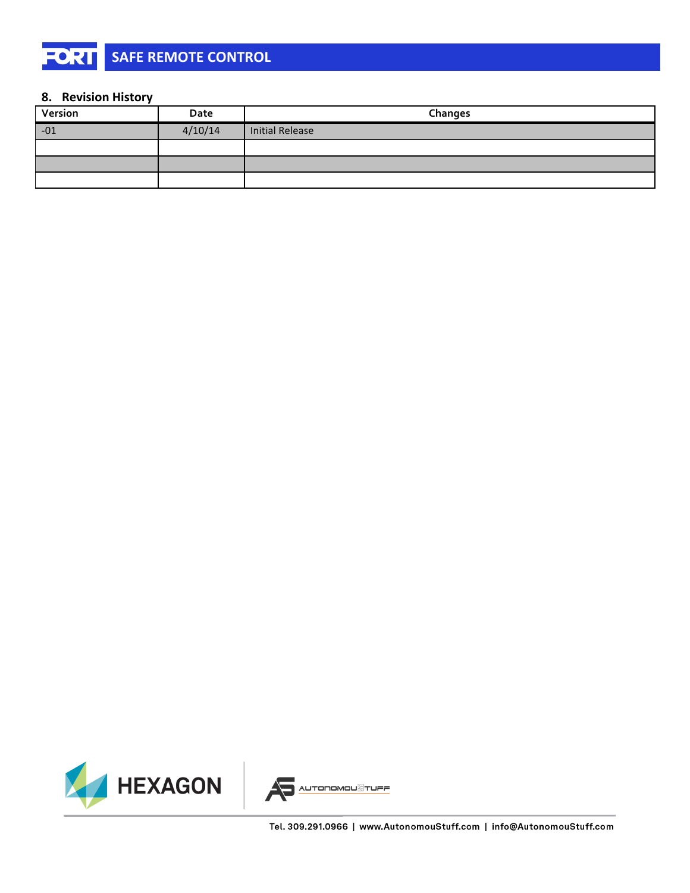## 8. Revision History

| Version | Date | Changes |
|---|---|---|
| -01 | 4/10/14 | Initial Release |
| | | |
| | | |
| | | |